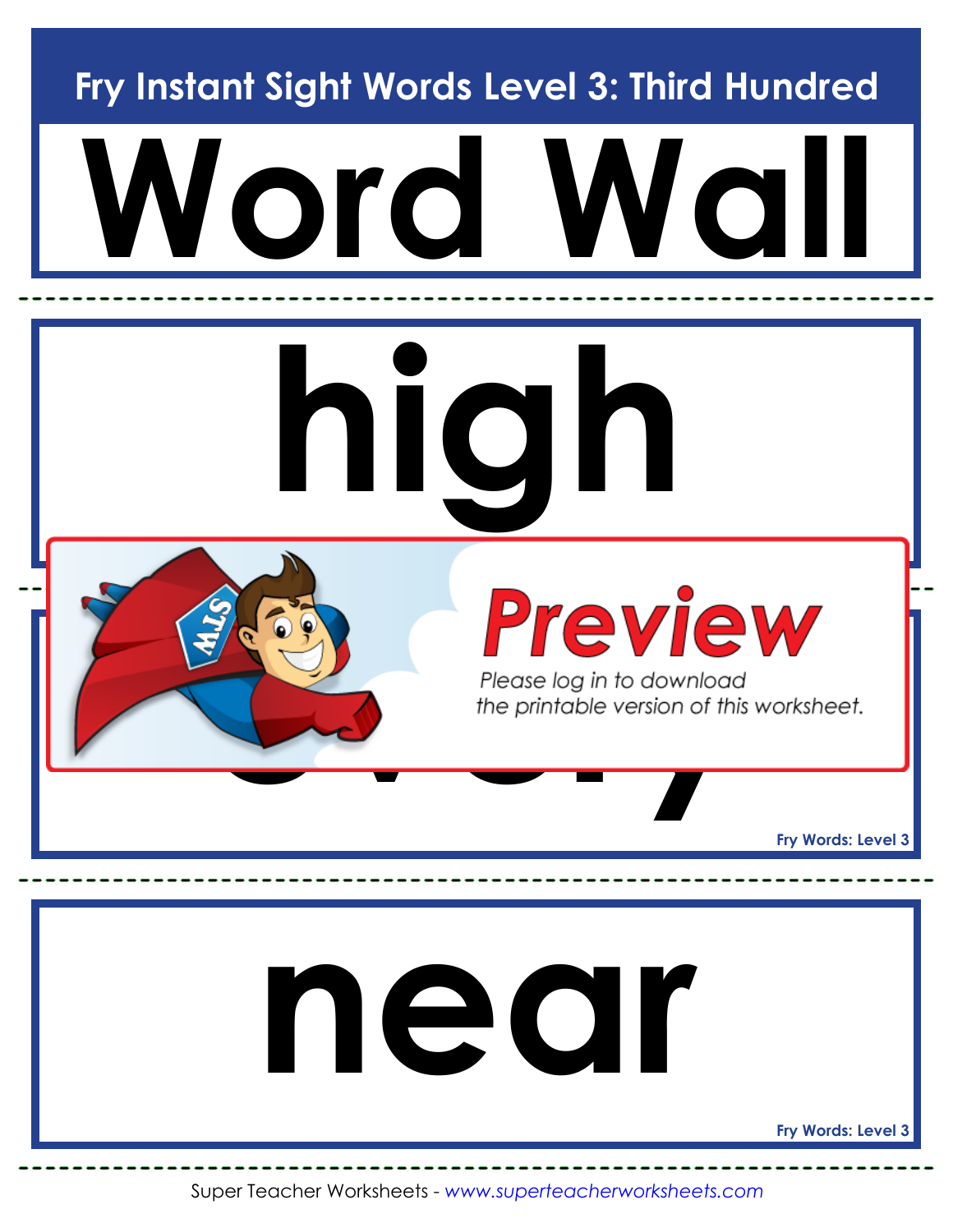# Fry Instant Sight Words Level 3: Third Hundred

# Word Wall

# high

Preview

Please log in to download the printable version of this worksheet.

Fry Words: Level 3

# near

Fry Words: Level 3

Super Teacher Worksheets - www.superteacherworksheets.com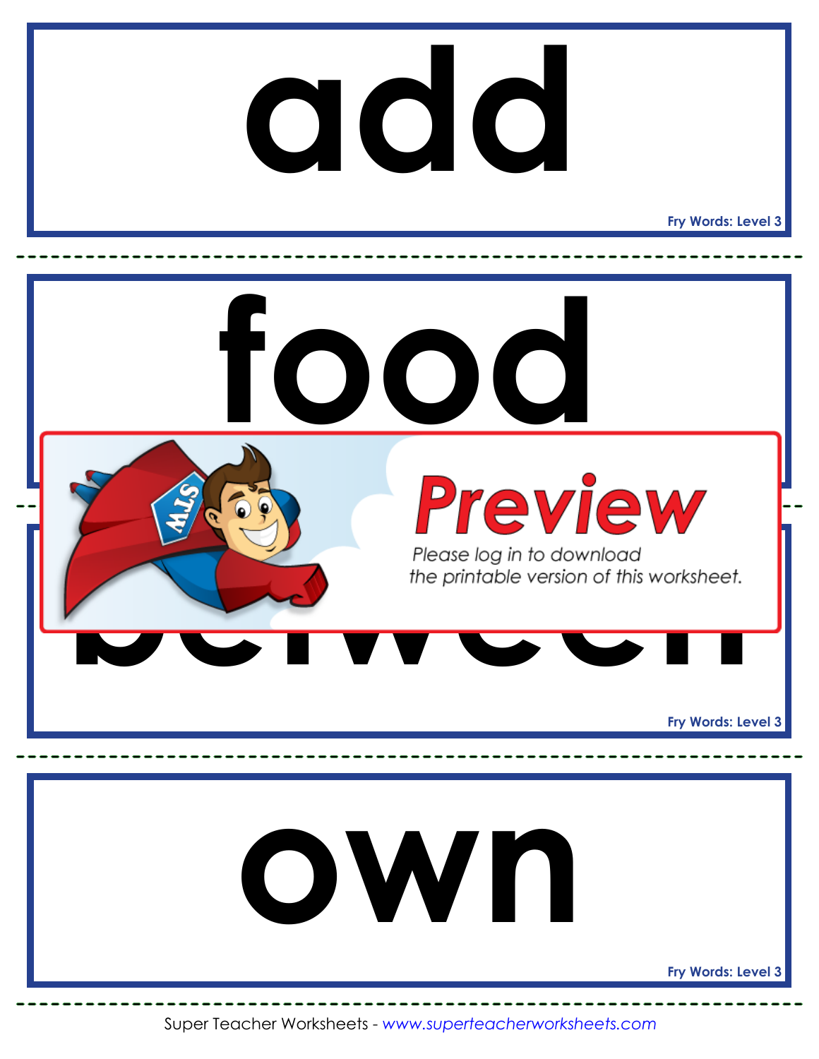# add

Fry Words: Level 3

# food

Preview

Please log in to download the printable version of this worksheet.

# between

Fry Words: Level 3

# own

Fry Words: Level 3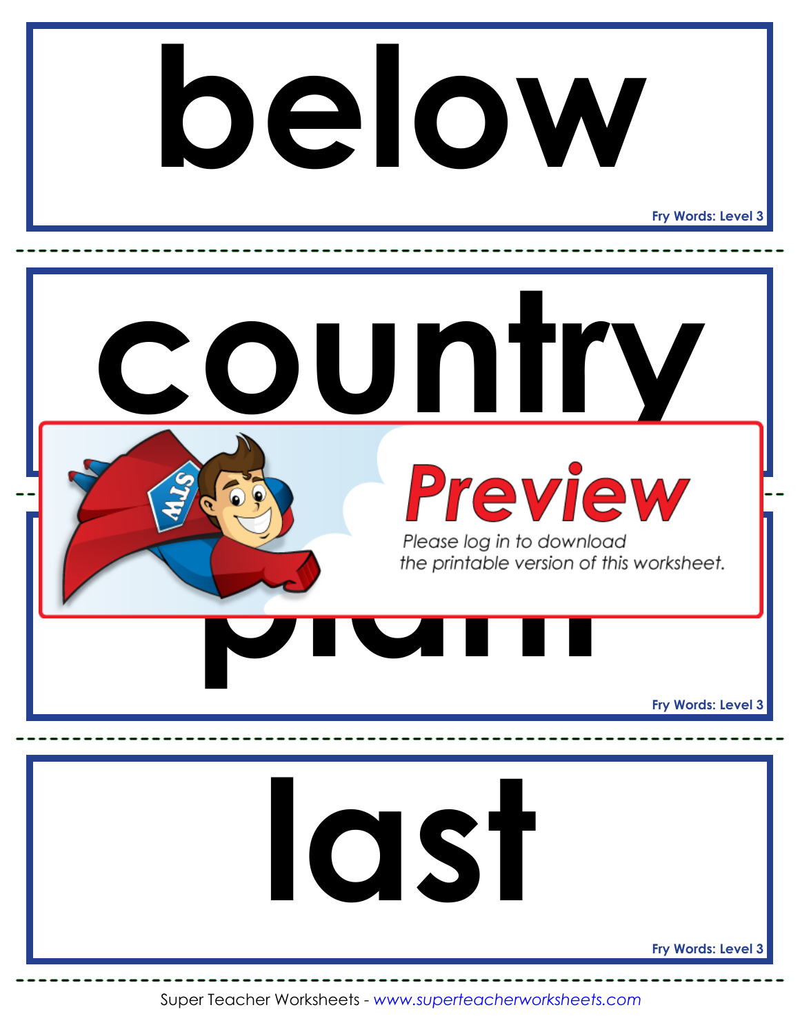# below

Fry Words: Level 3

# country

Preview

Please log in to download the printable version of this worksheet.

# plain

Fry Words: Level 3

# last

Fry Words: Level 3

Super Teacher Worksheets - www.superteacherworksheets.com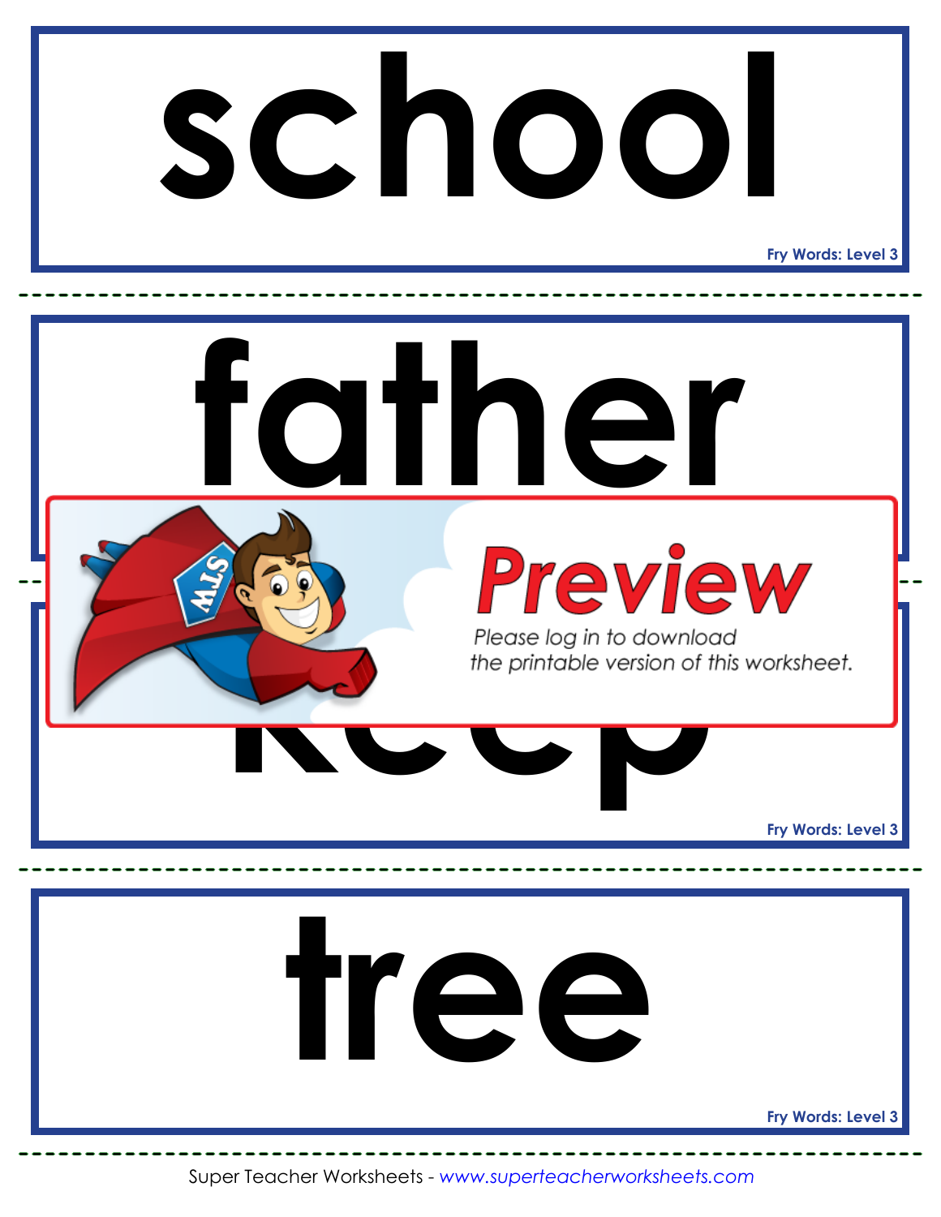# school

Fry Words: Level 3

# father

Preview

Please log in to download the printable version of this worksheet.

# keep

Fry Words: Level 3

# tree

Fry Words: Level 3

Super Teacher Worksheets - *www.superteacherworksheets.com*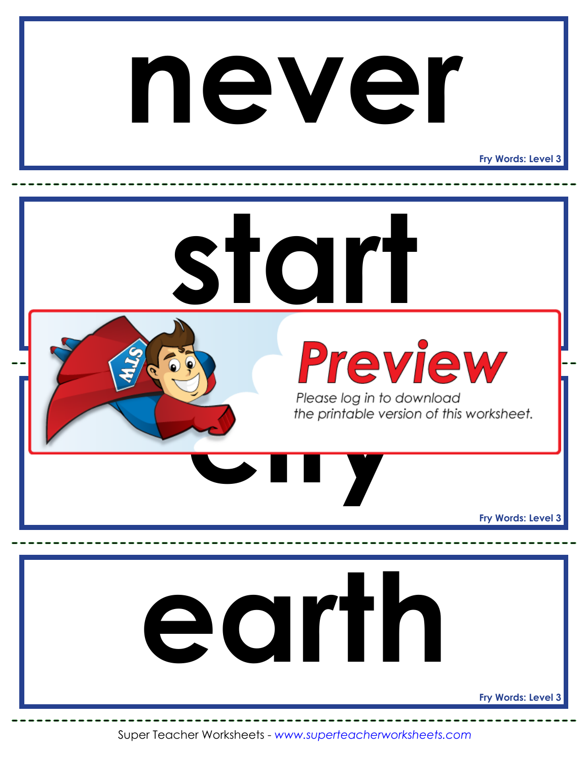never

Fry Words: Level 3

start

Preview

Please log in to download the printable version of this worksheet.

city

Fry Words: Level 3

earth

Fry Words: Level 3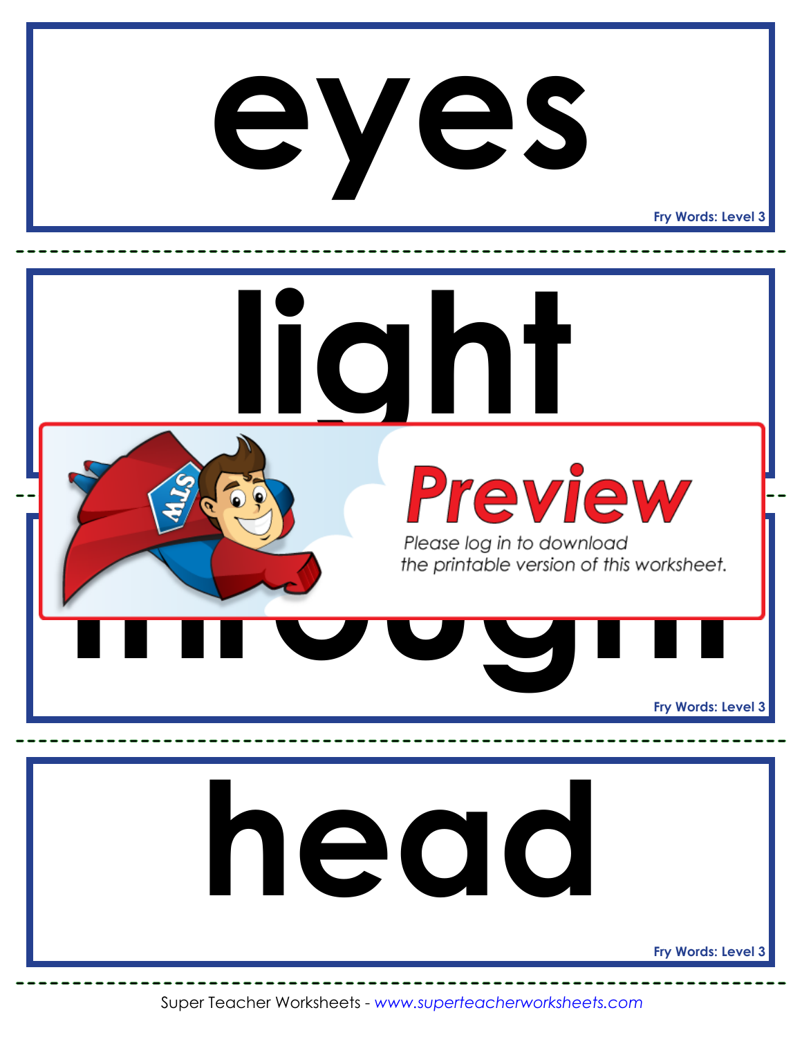# eyes

Fry Words: Level 3

# light

# through

Fry Words: Level 3

**Preview**

Please log in to download the printable version of this worksheet.

# head

Fry Words: Level 3

Super Teacher Worksheets - *www.superteacherworksheets.com*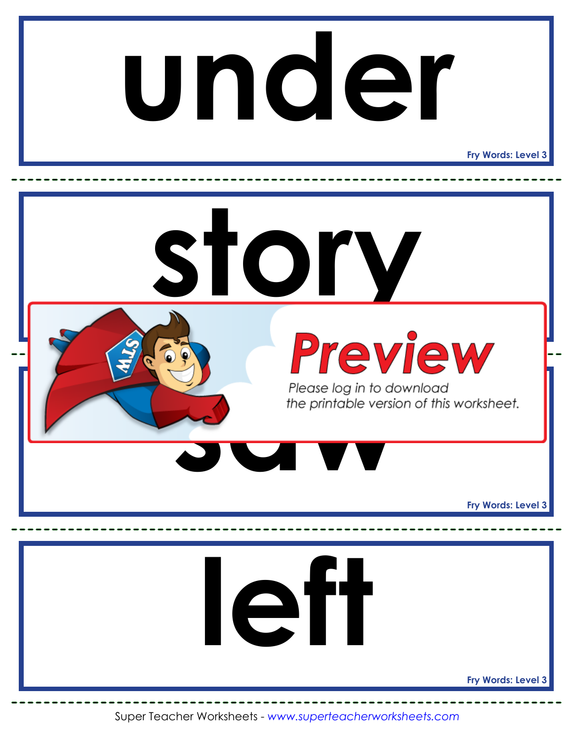# under

Fry Words: Level 3

# story

Preview

Please log in to download the printable version of this worksheet.

# saw

Fry Words: Level 3

# left

Fry Words: Level 3

Super Teacher Worksheets - *www.superteacherworksheets.com*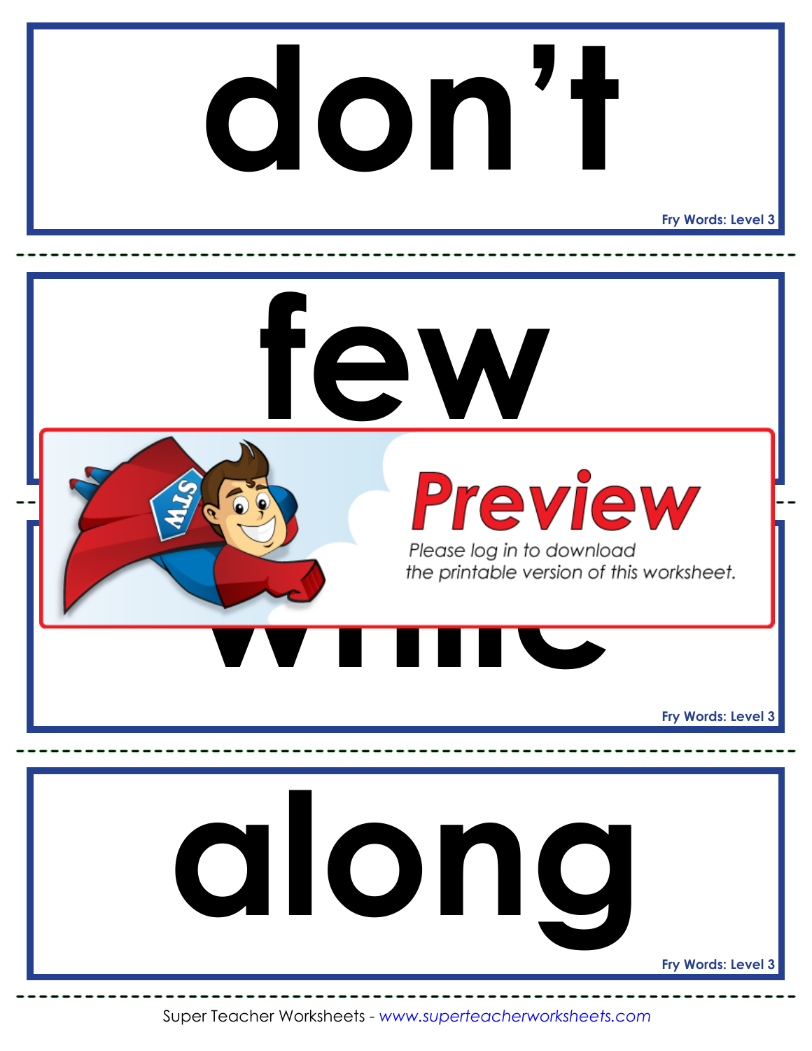# don’t

Fry Words: Level 3

---

# few

---

**Preview**

*Please log in to download the printable version of this worksheet.*

---

# while

Fry Words: Level 3

---

# along

Fry Words: Level 3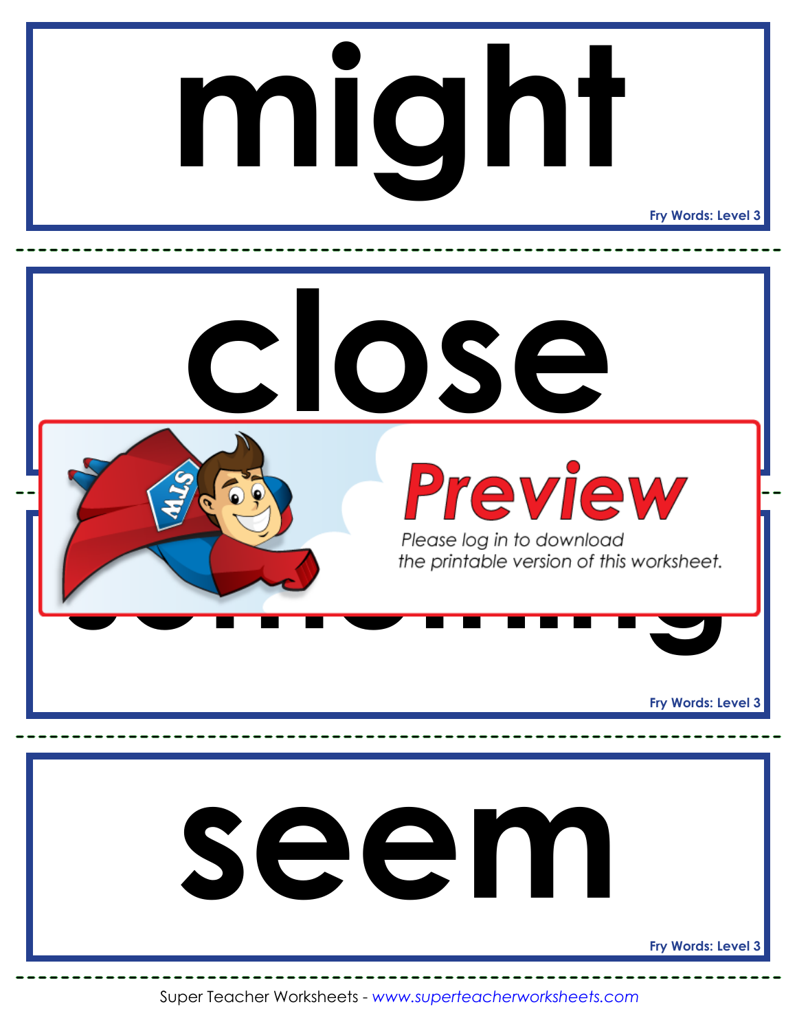# might

Fry Words: Level 3

# close

Preview

Please log in to download the printable version of this worksheet.

Fry Words: Level 3

# seem

Fry Words: Level 3

Super Teacher Worksheets - *www.superteacherworksheets.com*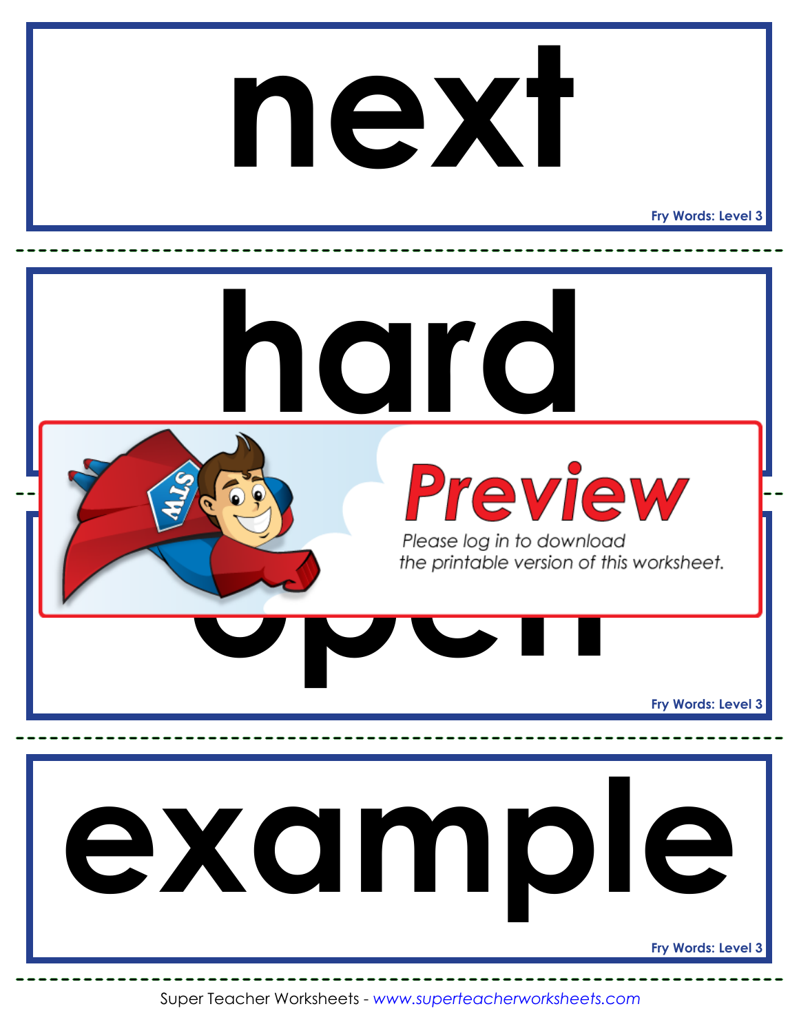# next

Fry Words: Level 3

# hard

Preview

Please log in to download the printable version of this worksheet.

Fry Words: Level 3

# example

Fry Words: Level 3

Super Teacher Worksheets - *www.superteacherworksheets.com*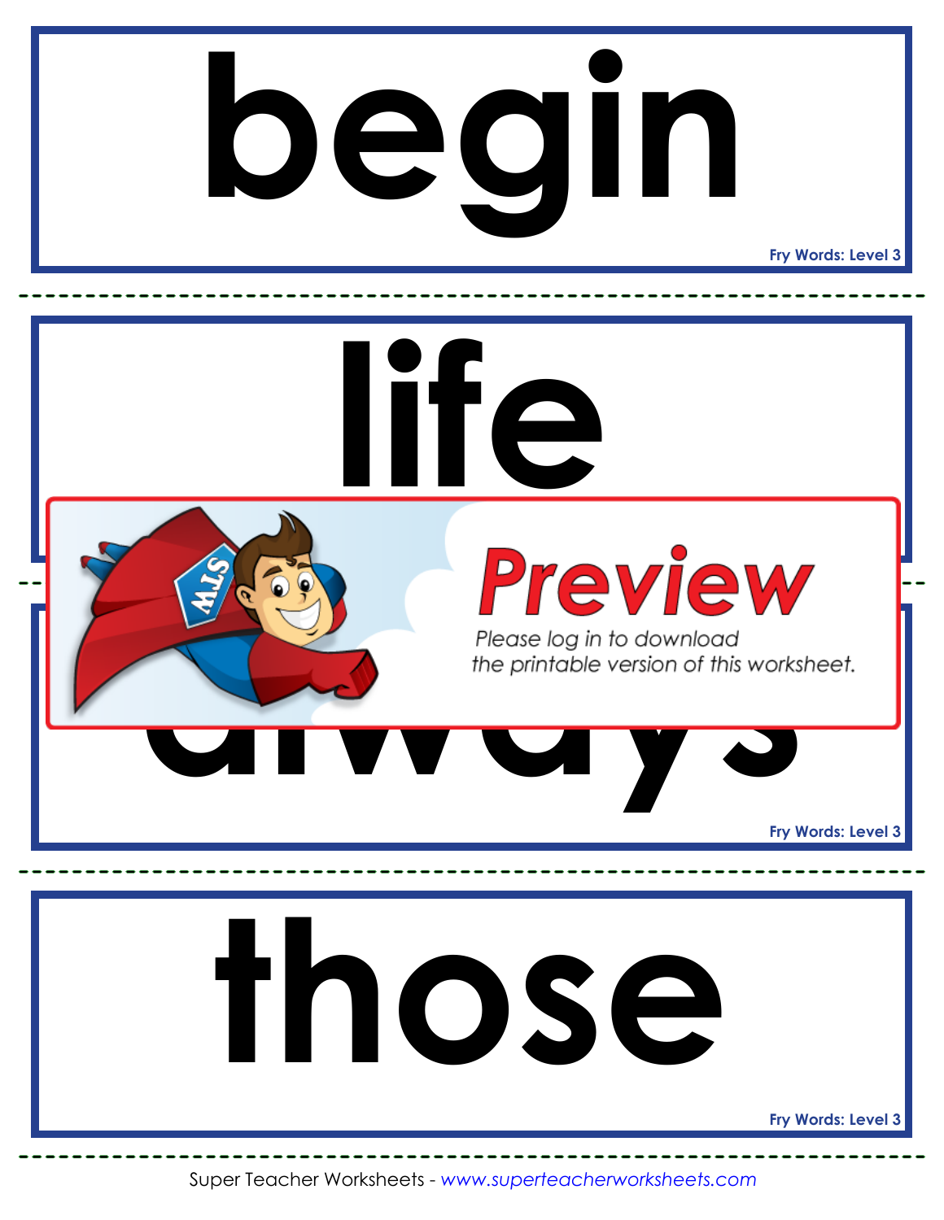# begin

Fry Words: Level 3

# life

Preview

Please log in to download the printable version of this worksheet.

# always

Fry Words: Level 3

# those

Fry Words: Level 3

Super Teacher Worksheets - *www.superteacherworksheets.com*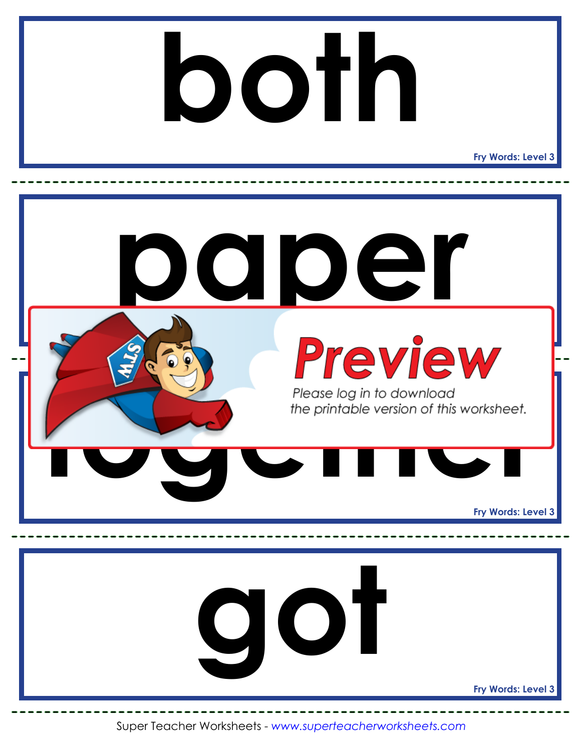# both

Fry Words: Level 3

# paper

Preview

Please log in to download the printable version of this worksheet.

# together

Fry Words: Level 3

# got

Fry Words: Level 3

Super Teacher Worksheets - *www.superteacherworksheets.com*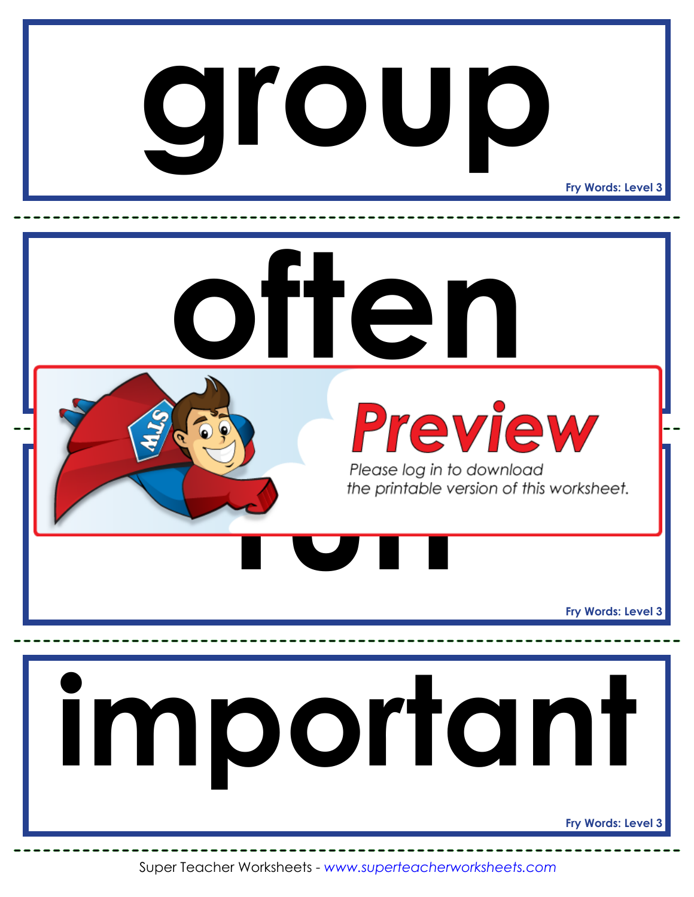# group

Fry Words: Level 3

---

# often

Fry Words: Level 3

---

**Preview**

*Please log in to download the printable version of this worksheet.*

# run

Fry Words: Level 3

---

# important

Fry Words: Level 3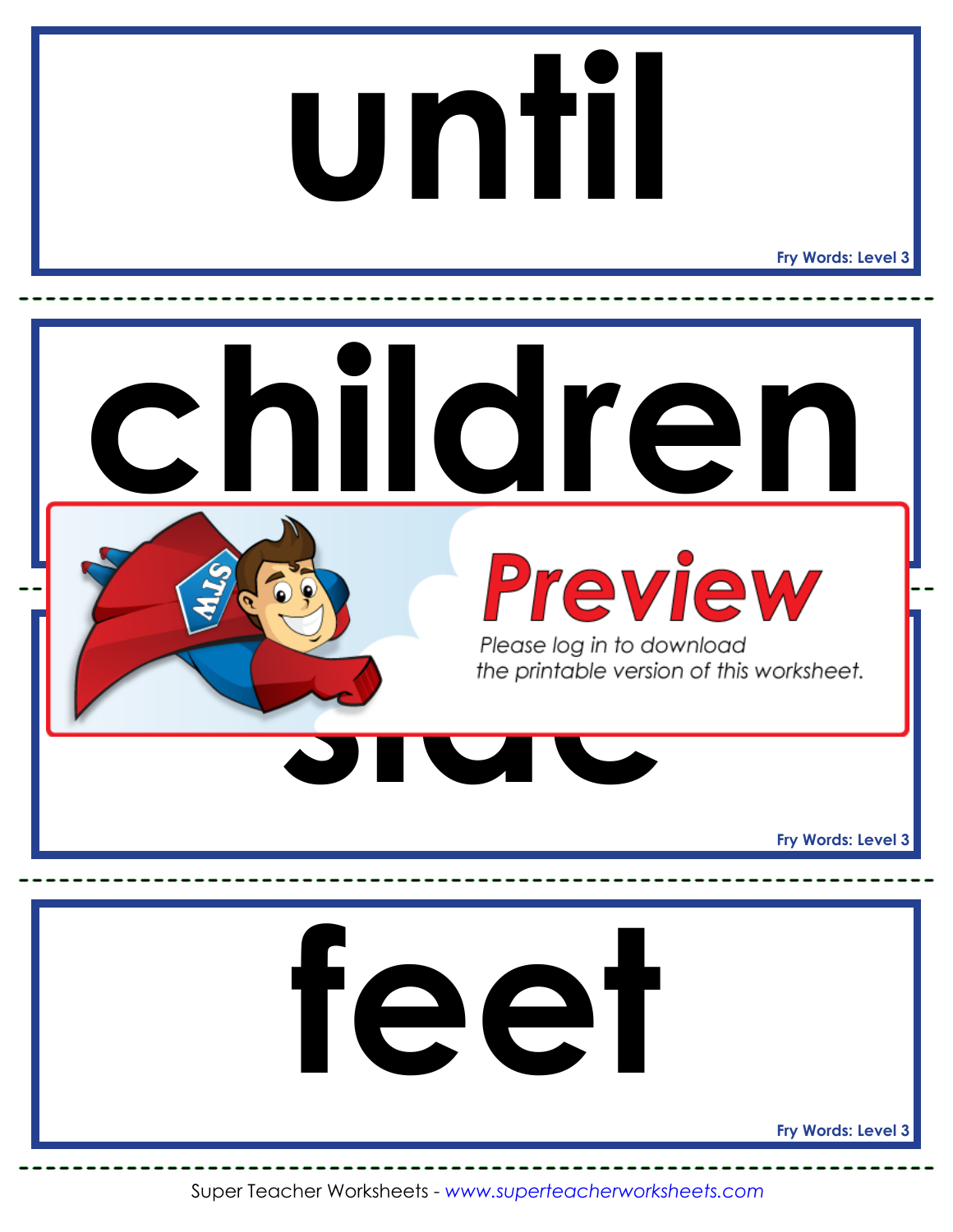# until

Fry Words: Level 3

---

# children

Preview

Please log in to download the printable version of this worksheet.

# side

Fry Words: Level 3

---

# feet

Fry Words: Level 3

---

Super Teacher Worksheets - *www.superteacherworksheets.com*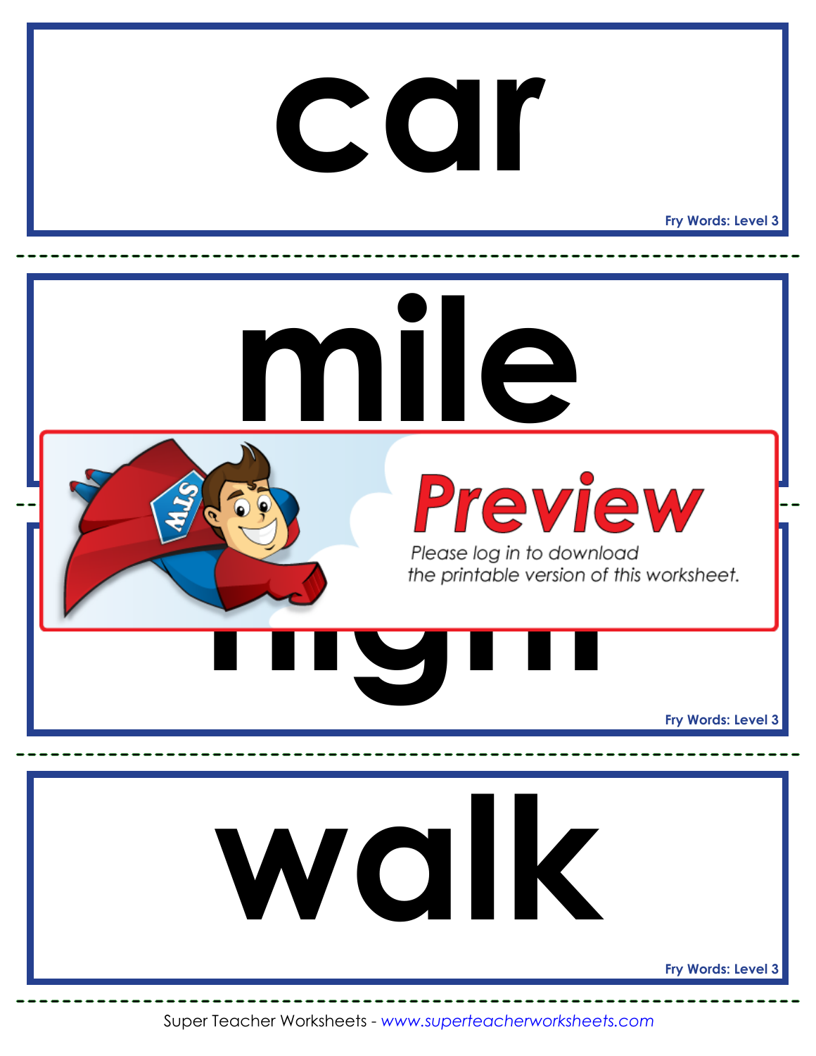# car

Fry Words: Level 3

---

# mile

Fry Words: Level 3

---

**Preview**

Please log in to download the printable version of this worksheet.

---

# night

Fry Words: Level 3

---

# walk

Fry Words: Level 3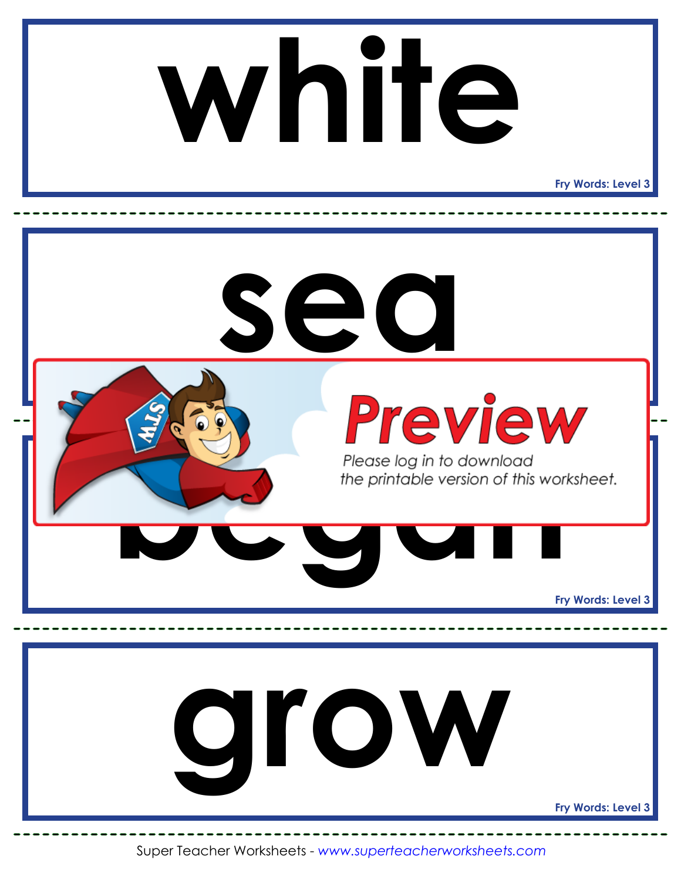# white

Fry Words: Level 3

---

# sea

---

Preview

Please log in to download the printable version of this worksheet.

# began

Fry Words: Level 3

---

# grow

Fry Words: Level 3

---

Super Teacher Worksheets - *www.superteacherworksheets.com*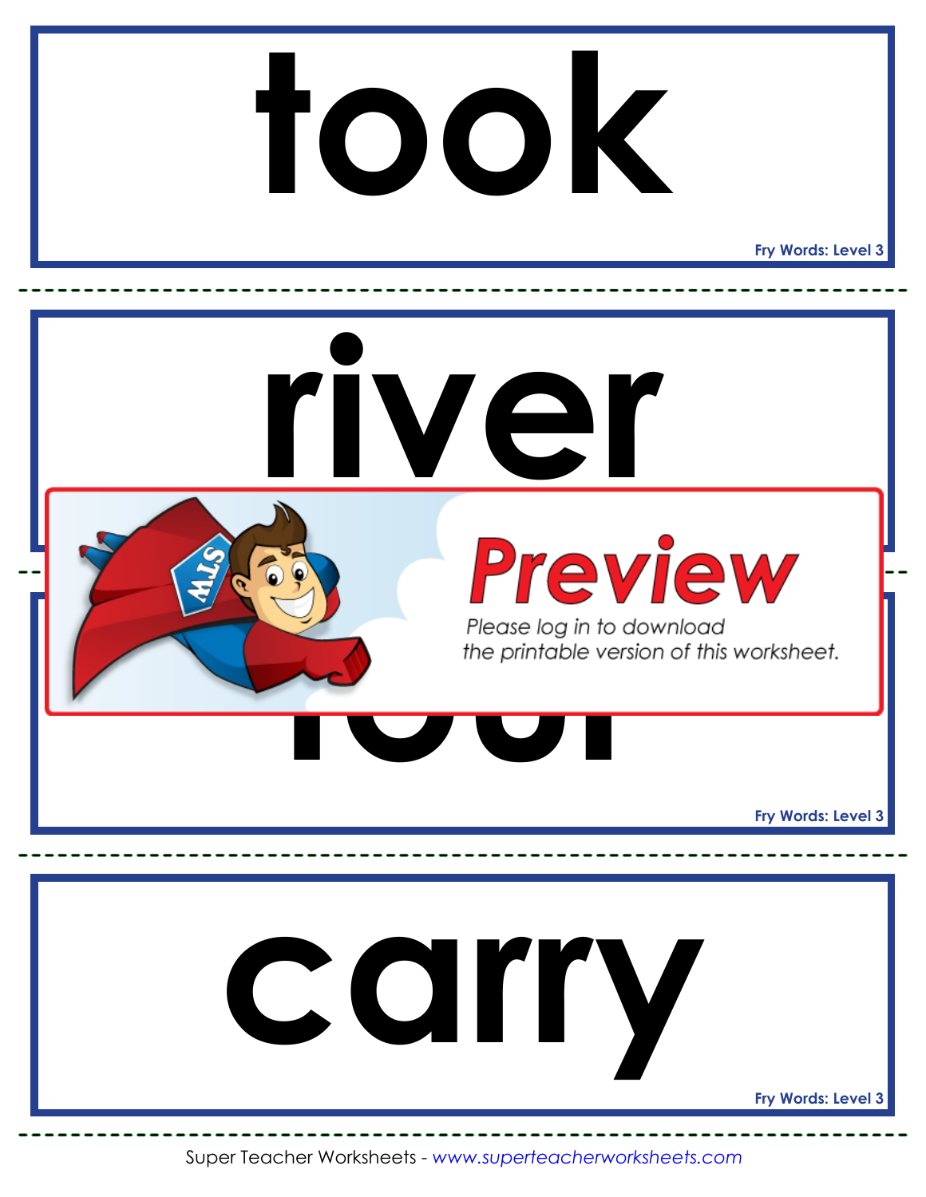# took

Fry Words: Level 3

# river

Preview

Please log in to download the printable version of this worksheet.

Fry Words: Level 3

# carry

Fry Words: Level 3

Super Teacher Worksheets - *www.superteacherworksheets.com*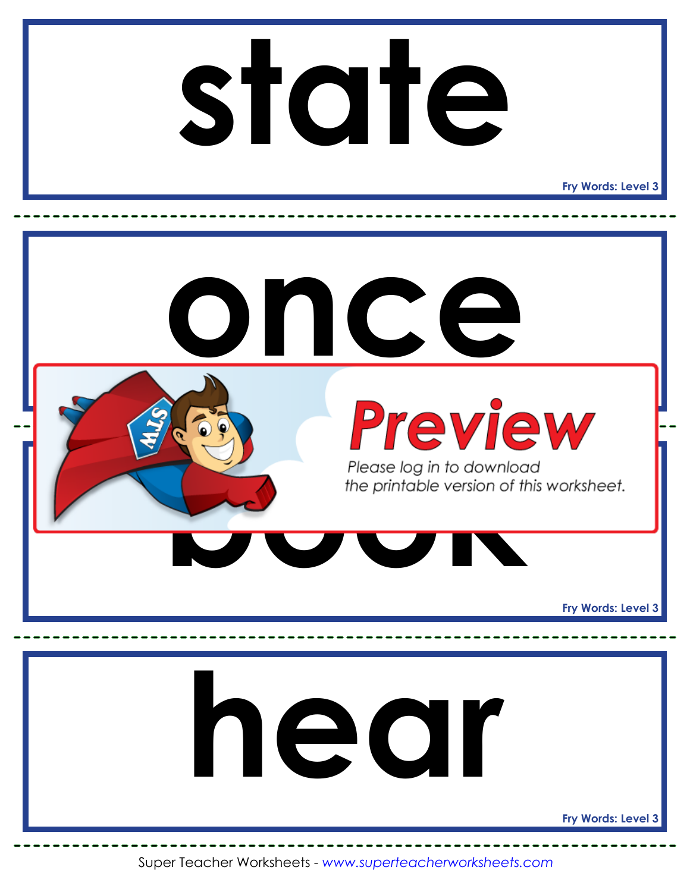# state

Fry Words: Level 3

# once

Preview

Please log in to download the printable version of this worksheet.

# book

Fry Words: Level 3

# hear

Fry Words: Level 3

Super Teacher Worksheets - *www.superteacherworksheets.com*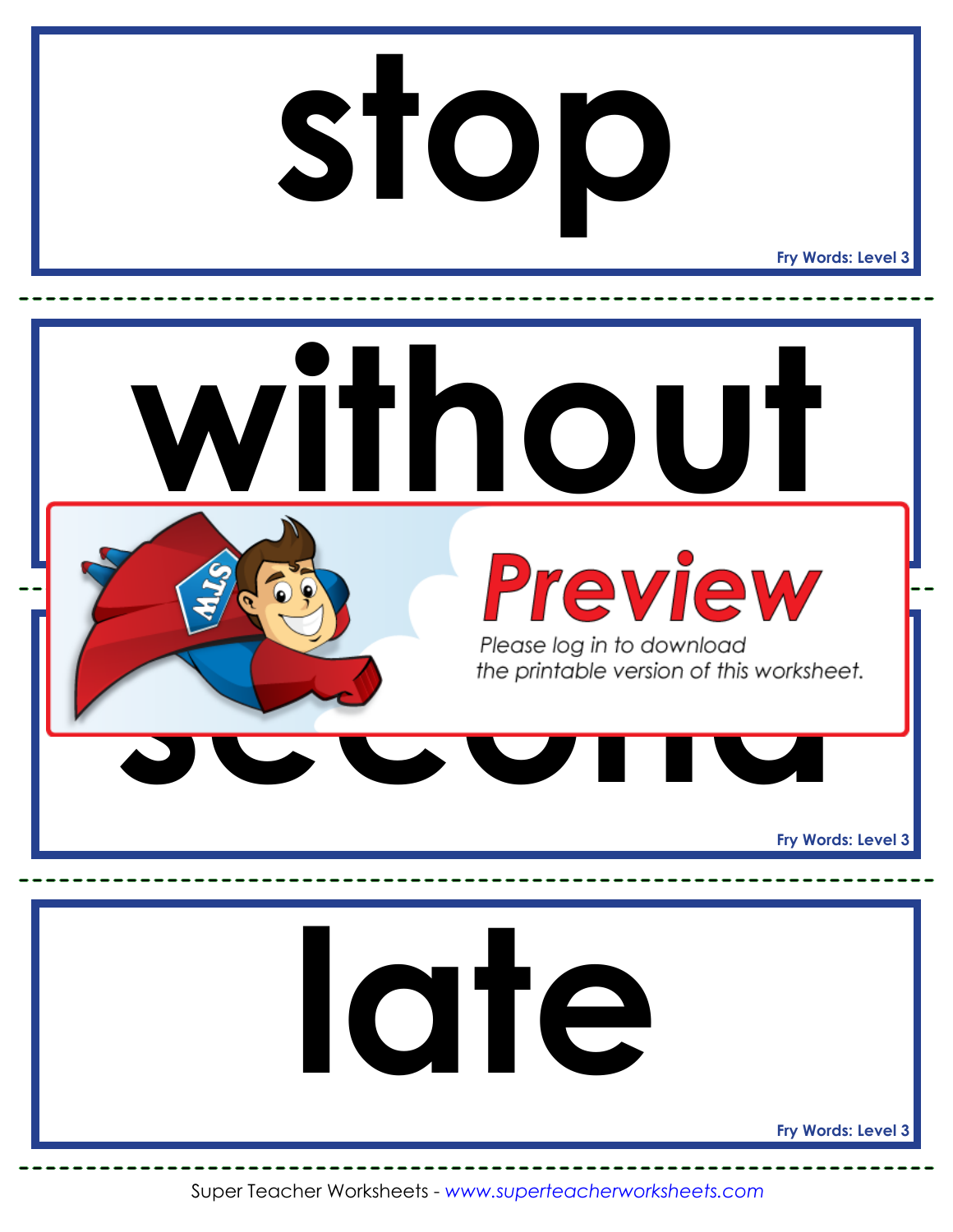stop

Fry Words: Level 3

without

Preview

Please log in to download the printable version of this worksheet.

second

Fry Words: Level 3

late

Fry Words: Level 3

Super Teacher Worksheets - www.superteacherworksheets.com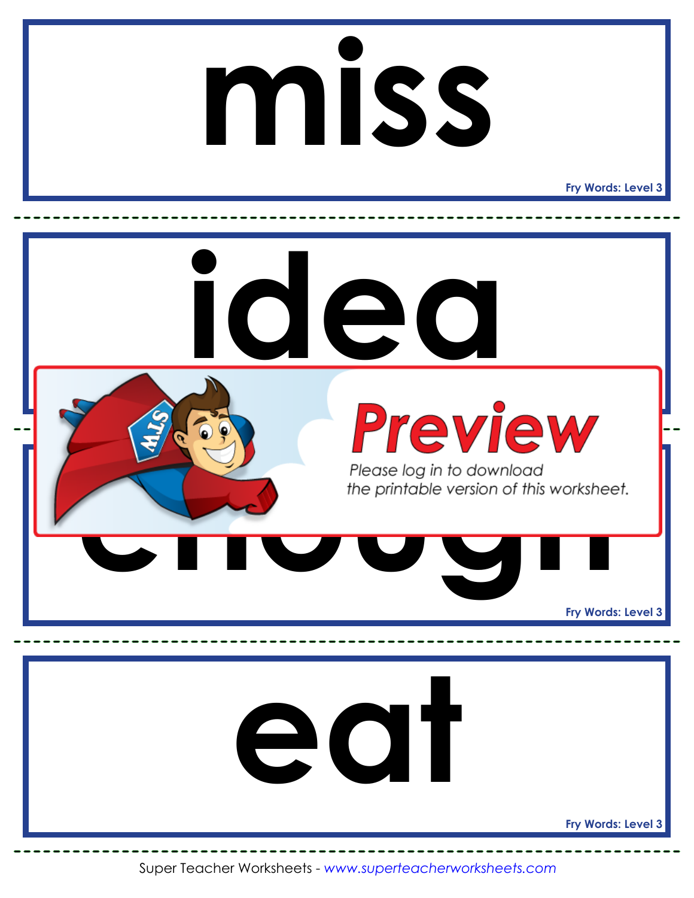miss

Fry Words: Level 3

idea

Preview

Please log in to download the printable version of this worksheet.

enough

Fry Words: Level 3

eat

Fry Words: Level 3

Super Teacher Worksheets - *www.superteacherworksheets.com*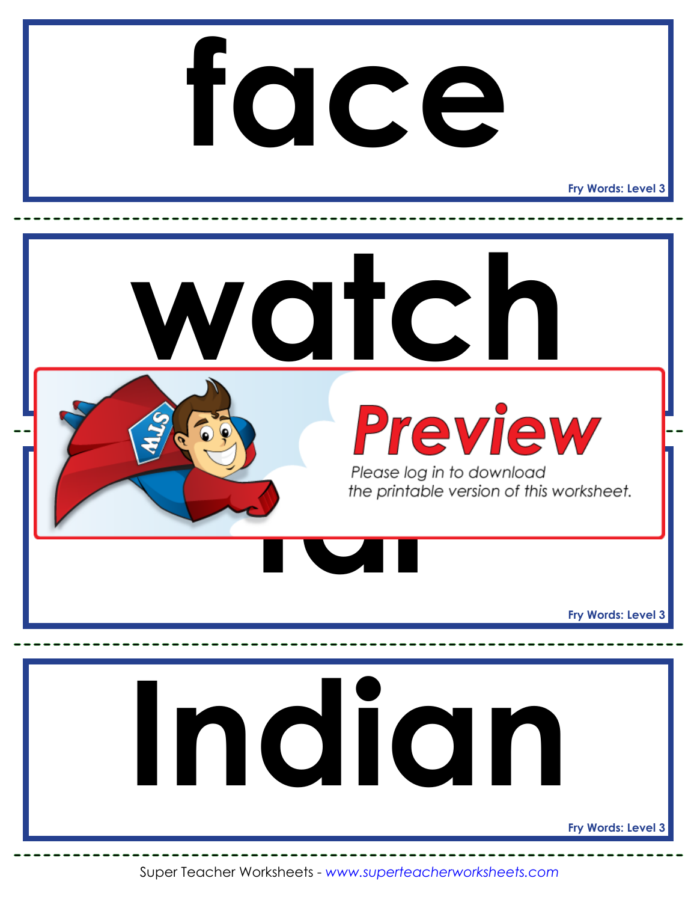# face

Fry Words: Level 3

# watch

Preview

Please log in to download the printable version of this worksheet.

# far

Fry Words: Level 3

# Indian

Fry Words: Level 3

Super Teacher Worksheets - *www.superteacherworksheets.com*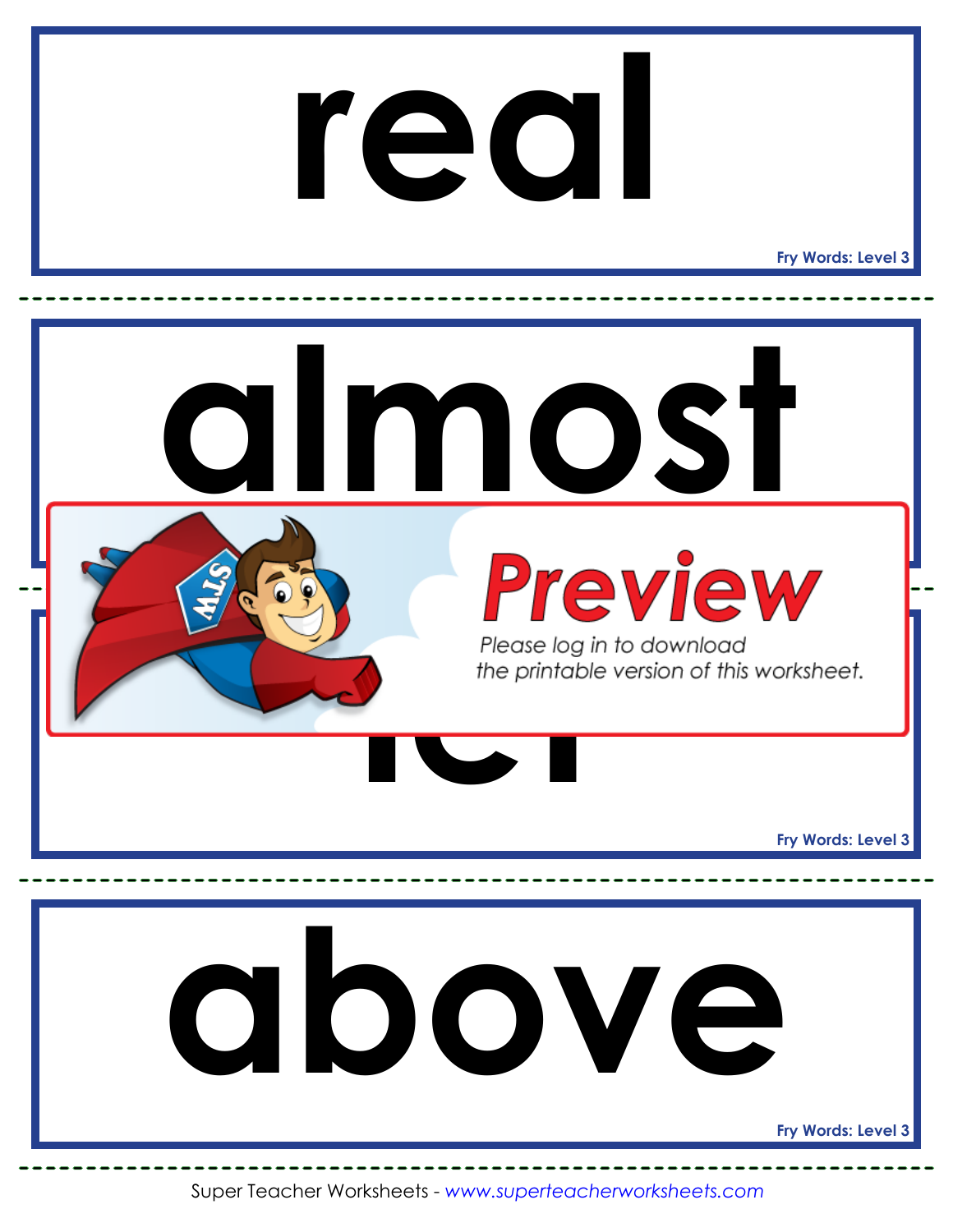# real

Fry Words: Level 3

# almost

Preview

Please log in to download the printable version of this worksheet.

Fry Words: Level 3

# above

Fry Words: Level 3

Super Teacher Worksheets - *www.superteacherworksheets.com*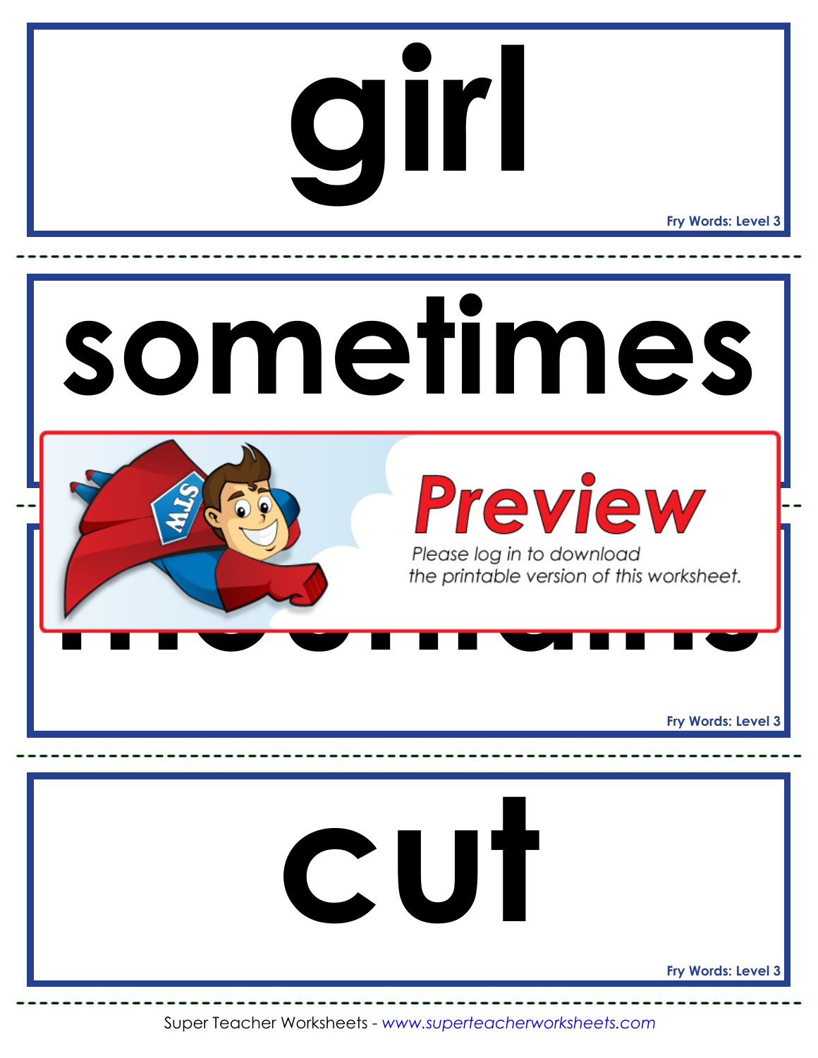# girl

Fry Words: Level 3

# sometimes

Preview

Please log in to download the printable version of this worksheet.

Fry Words: Level 3

# cut

Fry Words: Level 3

Super Teacher Worksheets - *www.superteacherworksheets.com*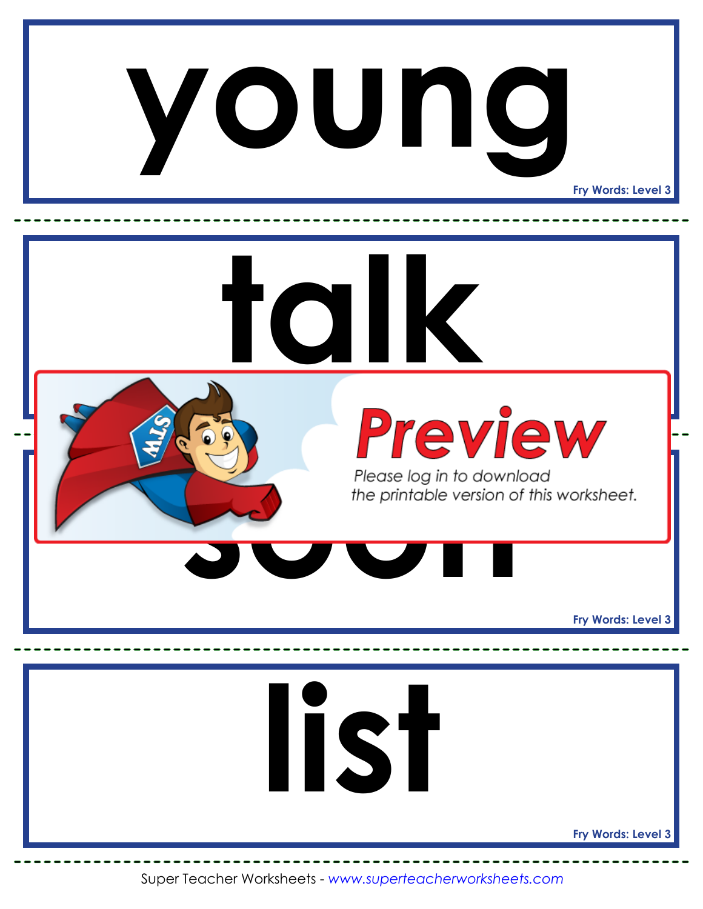young

Fry Words: Level 3

talk

Preview

Please log in to download the printable version of this worksheet.

Fry Words: Level 3

list

Fry Words: Level 3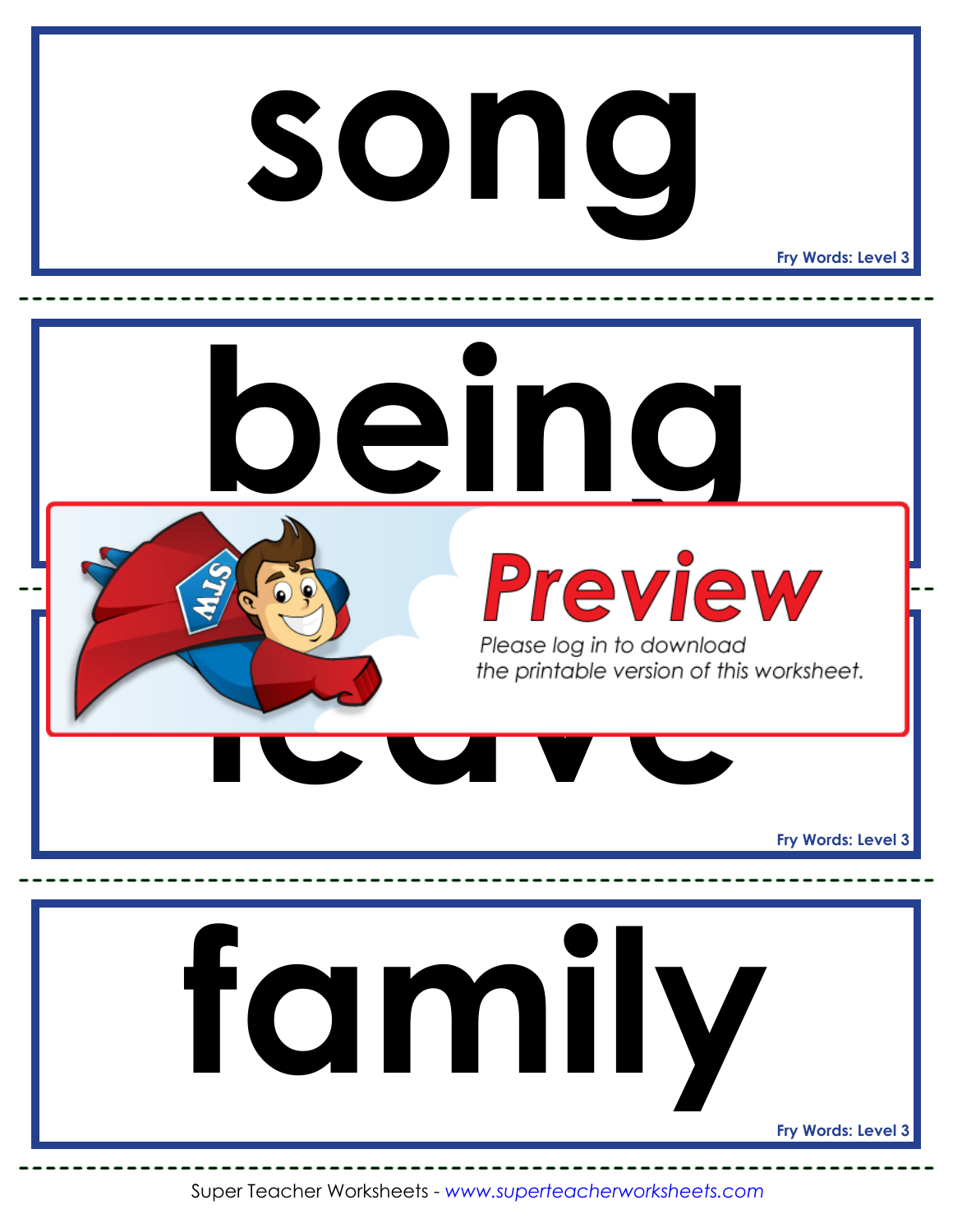# song

Fry Words: Level 3

---

# being

---

# leave

Fry Words: Level 3

---

# family

Fry Words: Level 3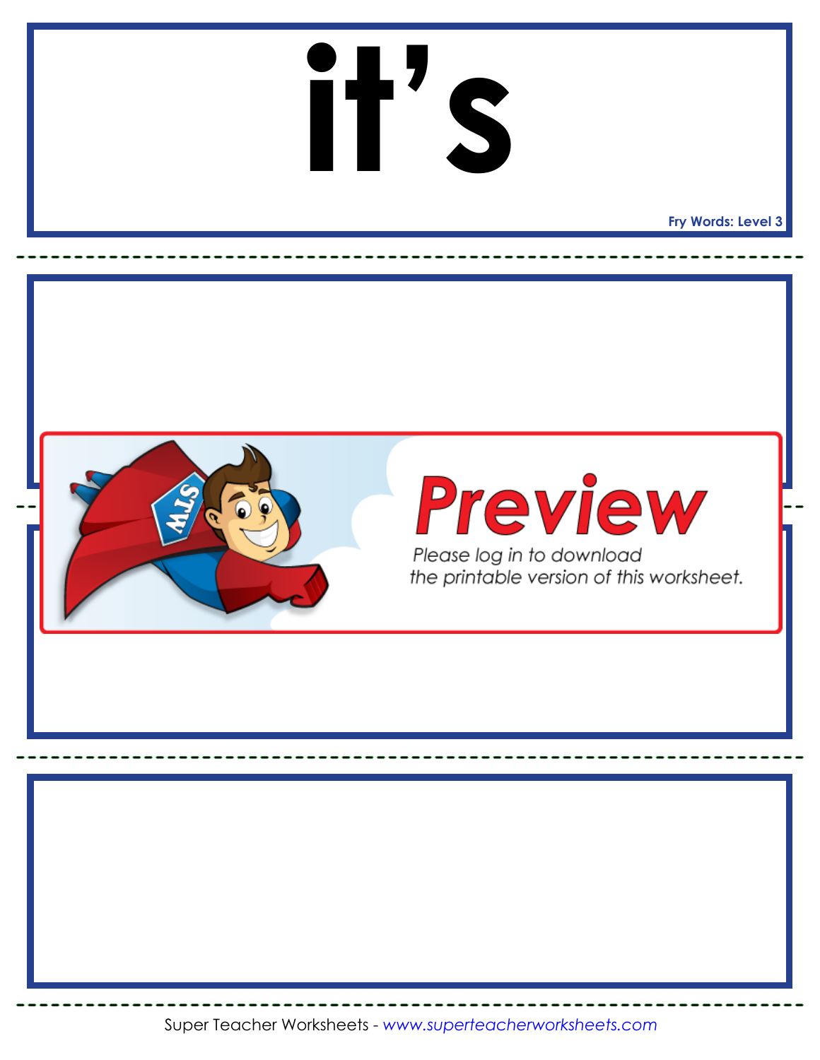# it's

Fry Words: Level 3

Preview

Please log in to download the printable version of this worksheet.

Super Teacher Worksheets - *www.superteacherworksheets.com*